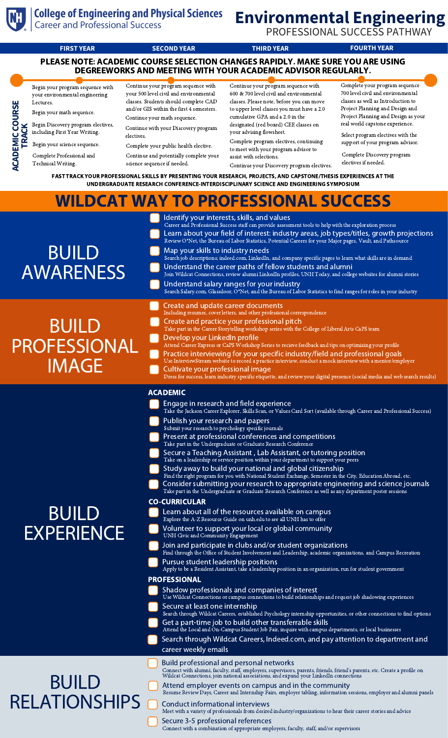# College of Engineering and Physical Sciences
## Career and Professional Success

# Environmental Engineering
## PROFESSIONAL SUCCESS PATHWAY

**PLEASE NOTE: ACADEMIC COURSE SELECTION CHANGES RAPIDLY. MAKE SURE YOU ARE USING DEGREEWORKS AND MEETING WITH YOUR ACADEMIC ADVISOR REGULARLY.**

### ACADEMIC COURSE TRACK

| FIRST YEAR | SECOND YEAR | THIRD YEAR | FOURTH YEAR |
| --- | --- | --- | --- |
| Begin your program sequence with your environmental engineering Lectures.<br>Begin your math sequence.<br>Begin Discovery program electives, including First Year Writing.<br>Begin your science sequence.<br>Complete Professional and Technical Writing. | Continue your program sequence with your 500 level civil and environmental classes. Students should complete CAD and/or GIS within the first 4 semesters.<br>Continue your math sequence.<br>Continue with your Discovery program electives.<br>Complete your public health elective.<br>Continue and potentially complete your science sequence if needed. | Continue your program sequence with 600 & 700 level civil and environmental classes. Please note, before you can move to upper level classes you must have a 2.0 cumulative GPA and a 2.0 in the designated (red boxed) CEE classes on your advising flowsheet.<br>Complete program electives, continuing to meet with your program advisor to assist with selections.<br>Continue your Discovery program electives. | Complete your program sequence 700 level civil and environmental classes as well as Introduction to Project Planning and Design and Project Planning and Design as your real world capstone experience.<br>Select program electives with the support of your program advisor.<br>Complete Discovery program electives if needed. |

**FAST TRACK YOUR PROFESSIONAL SKILLS BY PRESENTING YOUR RESEARCH, PROJECTS, AND CAPSTONE/THESIS EXPERIENCES AT THE UNDERGRADUATE RESEARCH CONFERENCE-INTERDISCIPLINARY SCIENCE AND ENGINEERING SYMPOSIUM**

# WILDCAT WAY TO PROFESSIONAL SUCCESS

## BUILD AWARENESS

- Identify your interests, skills, and values
  Career and Professional Success staff can provide assessment tools to help with the exploration process
- Learn about your field of interest: industry areas, job types/titles, growth projections
  Review O*Net, the Bureau of Labor Statistics, Potential Careers for your Major pages, Vault, and Pathsource
- Map your skills to industry needs
  Search job descriptions; indeed.com, LinkedIn, and company specific pages to learn what skills are in demand
- Understand the career paths of fellow students and alumni
  Join Wildcat Connections, review alumni LinkedIn profiles, UNH Today, and college websites for alumni stories
- Understand salary ranges for your industry
  Search Salary.com, Glassdoor, O*Net, and the Bureau of Labor Statistics to find ranges for roles in your industry

## BUILD PROFESSIONAL IMAGE

- Create and update career documents
  Including resumes, cover letters, and other professional correspondence
- Create and practice your professional pitch
  Take part in the Career Storytelling workshop series with the College of Liberal Arts CaPS team
- Develop your LinkedIn profile
  Attend Career Express or CaPS Workshop Series to recieve feedback and tips on optimizing your profile
- Practice interviewing for your specific industry/field and professional goals
  Use InterviewStream website to record a practice interview, conduct a mock interview with a mentor/employer
- Cultivate your professional image
  Dress for success, learn industry specific etiquette, and review your digital presence (social media and web search results)

## BUILD EXPERIENCE

### ACADEMIC

- Engage in research and field experience
  Take the Jackson Career Explorer, Skills Scan, or Values Card Sort (available through Career and Professional Success)
- Publish your research and papers
  Submit your research to psychology specific journals
- Present at professional conferences and competitions
  Take part in the Undergraduate or Graduate Research Conference
- Secure a Teaching Assistant , Lab Assistant, or tutoring position
  Take on a leadership or service position within your department to support your peers
- Study away to build your national and global citizenship
  Find the right program for you with National Student Exchange, Semester in the City, Education Abroad, etc.
- Consider submitting your research to appropriate engineering and science journals
  Take part in the Undergraduate or Graduate Research Conference as well as any department poster sessions

### CO-CURRICULAR

- Learn about all of the resources available on campus
  Explore the A-Z Resource Guide on unh.edu to see all UNH has to offer
- Volunteer to support your local or global community
  UNH Civic and Community Engagement
- Join and participate in clubs and/or student organizations
  Find through the Office of Student Involvement and Leadership, academic organizations, and Campus Recreation
- Pursue student leadership positions
  Apply to be a Resident Assistant, take a leadership position in an organization, run for student government

### PROFESSIONAL

- Shadow professionals and companies of interest
  Use Wildcat Connections or campus connections to build relationships and request job shadowing experiences
- Secure at least one internship
  Search through Wildcat Careers, established Psychology internship opportunities, or other connections to find options
- Get a part-time job to build other transferrable skills
  Attend the Local and On-Campus Student Job Fair, inquire with campus departments, or local businesses
- Search through Wildcat Careers, Indeed.com, and pay attention to department and career weekly emails

## BUILD RELATIONSHIPS

- Build professional and personal networks
  Connect with alumni, faculty, staff, employers, supervisors, parents, friends, friend's parents, etc. Create a profile on Wildcat Connections, join national associations, and expand your LinkedIn connections
- Attend employer events on campus and in the community
  Resume Review Days, Career and Internship Fairs, employer tabling, information sessions, employer and alumni panels
- Conduct informational interviews
  Meet with a variety of professionals from desired industry/organizations to hear their career stories and advice
- Secure 3-5 professional references
  Connect with a combination of appropriate employers, faculty, staff, and/or supervisors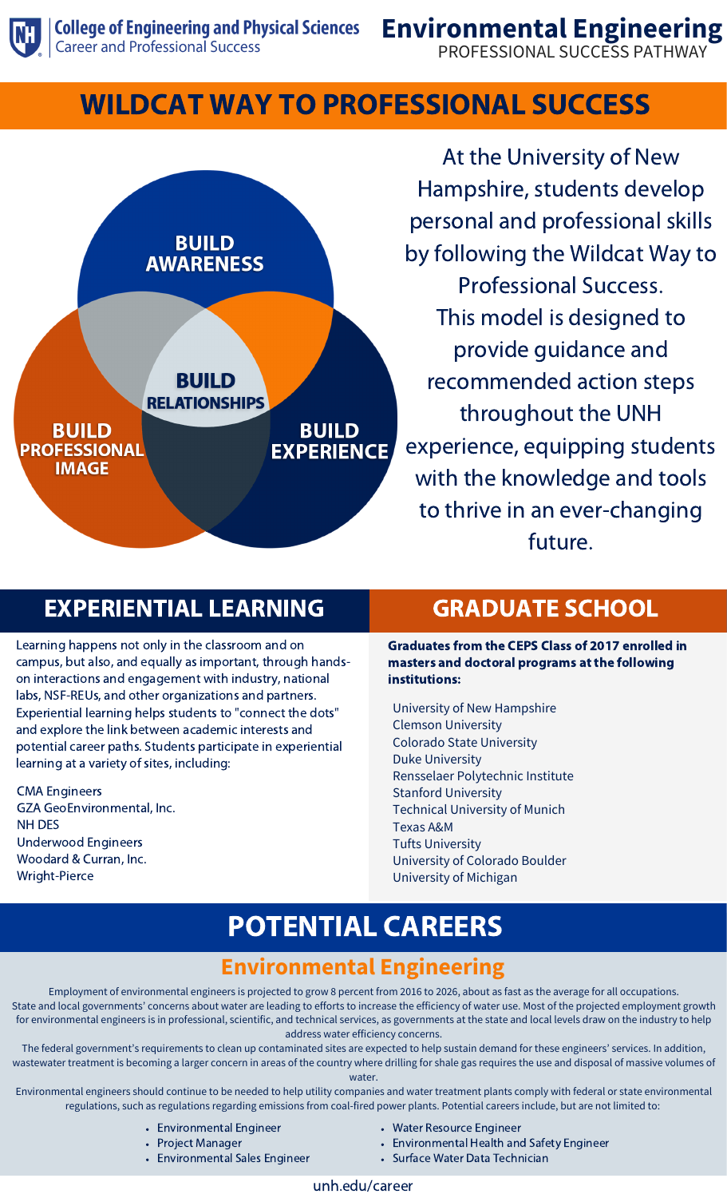College of Engineering and Physical Sciences
Career and Professional Success

# Environmental Engineering

PROFESSIONAL SUCCESS PATHWAY

## WILDCAT WAY TO PROFESSIONAL SUCCESS

BUILD AWARENESS

BUILD RELATIONSHIPS

BUILD PROFESSIONAL IMAGE

BUILD EXPERIENCE

At the University of New Hampshire, students develop personal and professional skills by following the Wildcat Way to Professional Success. This model is designed to provide guidance and recommended action steps throughout the UNH experience, equipping students with the knowledge and tools to thrive in an ever-changing future.

## EXPERIENTIAL LEARNING

Learning happens not only in the classroom and on campus, but also, and equally as important, through hands-on interactions and engagement with industry, national labs, NSF-REUs, and other organizations and partners. Experiential learning helps students to "connect the dots" and explore the link between academic interests and potential career paths. Students participate in experiential learning at a variety of sites, including:

CMA Engineers
GZA GeoEnvironmental, Inc.
NH DES
Underwood Engineers
Woodard & Curran, Inc.
Wright-Pierce

## GRADUATE SCHOOL

**Graduates from the CEPS Class of 2017 enrolled in masters and doctoral programs at the following institutions:**

University of New Hampshire
Clemson University
Colorado State University
Duke University
Rensselaer Polytechnic Institute
Stanford University
Technical University of Munich
Texas A&M
Tufts University
University of Colorado Boulder
University of Michigan

## POTENTIAL CAREERS

### Environmental Engineering

Employment of environmental engineers is projected to grow 8 percent from 2016 to 2026, about as fast as the average for all occupations. State and local governments' concerns about water are leading to efforts to increase the efficiency of water use. Most of the projected employment growth for environmental engineers is in professional, scientific, and technical services, as governments at the state and local levels draw on the industry to help address water efficiency concerns.

The federal government's requirements to clean up contaminated sites are expected to help sustain demand for these engineers' services. In addition, wastewater treatment is becoming a larger concern in areas of the country where drilling for shale gas requires the use and disposal of massive volumes of water.

Environmental engineers should continue to be needed to help utility companies and water treatment plants comply with federal or state environmental regulations, such as regulations regarding emissions from coal-fired power plants. Potential careers include, but are not limited to:

- Environmental Engineer
- Project Manager
- Environmental Sales Engineer
- Water Resource Engineer
- Environmental Health and Safety Engineer
- Surface Water Data Technician

unh.edu/career